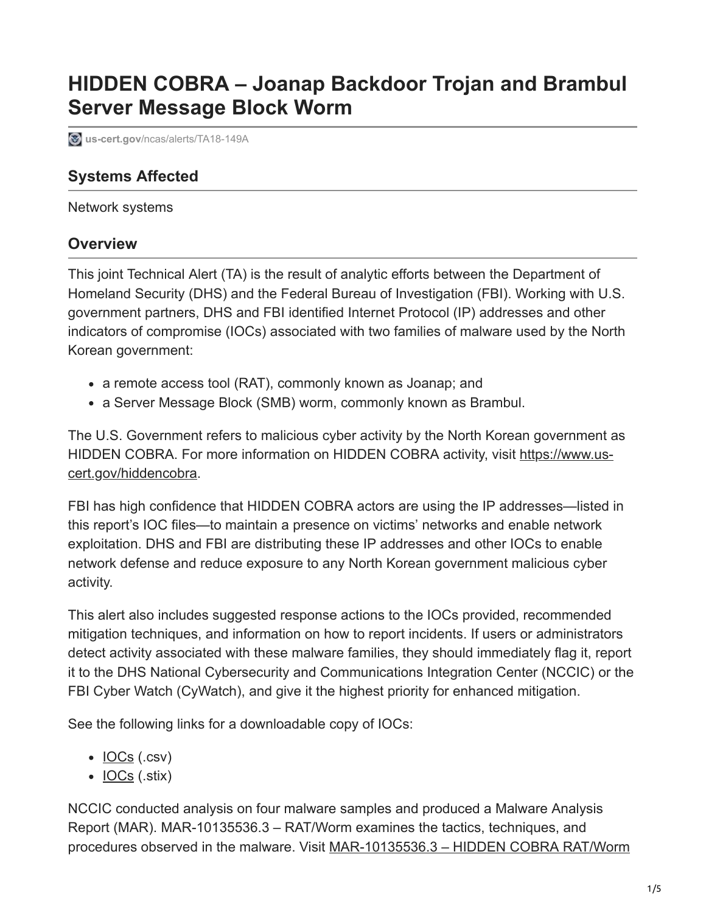# HIDDEN COBRA – Joanap Backdoor Trojan and Brambul Server Message Block Worm

us-cert.gov/ncas/alerts/TA18-149A

## Systems Affected

Network systems

## Overview

This joint Technical Alert (TA) is the result of analytic efforts between the Department of Homeland Security (DHS) and the Federal Bureau of Investigation (FBI). Working with U.S. government partners, DHS and FBI identified Internet Protocol (IP) addresses and other indicators of compromise (IOCs) associated with two families of malware used by the North Korean government:

- a remote access tool (RAT), commonly known as Joanap; and
- a Server Message Block (SMB) worm, commonly known as Brambul.

The U.S. Government refers to malicious cyber activity by the North Korean government as HIDDEN COBRA. For more information on HIDDEN COBRA activity, visit https://www.us-cert.gov/hiddencobra.

FBI has high confidence that HIDDEN COBRA actors are using the IP addresses—listed in this report's IOC files—to maintain a presence on victims' networks and enable network exploitation. DHS and FBI are distributing these IP addresses and other IOCs to enable network defense and reduce exposure to any North Korean government malicious cyber activity.

This alert also includes suggested response actions to the IOCs provided, recommended mitigation techniques, and information on how to report incidents. If users or administrators detect activity associated with these malware families, they should immediately flag it, report it to the DHS National Cybersecurity and Communications Integration Center (NCCIC) or the FBI Cyber Watch (CyWatch), and give it the highest priority for enhanced mitigation.

See the following links for a downloadable copy of IOCs:

- IOCs (.csv)
- IOCs (.stix)

NCCIC conducted analysis on four malware samples and produced a Malware Analysis Report (MAR). MAR-10135536.3 – RAT/Worm examines the tactics, techniques, and procedures observed in the malware. Visit MAR-10135536.3 – HIDDEN COBRA RAT/Worm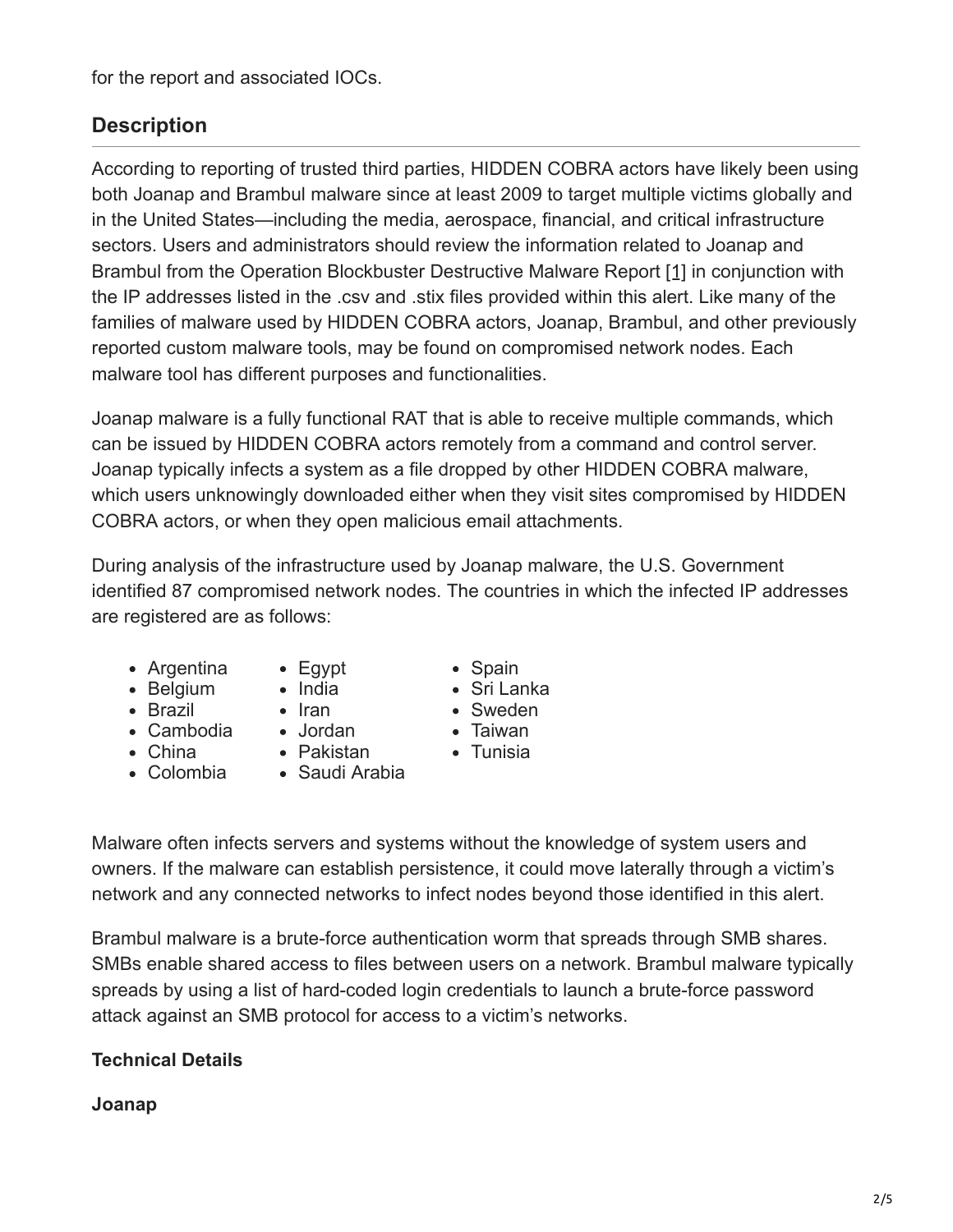for the report and associated IOCs.

## Description

According to reporting of trusted third parties, HIDDEN COBRA actors have likely been using both Joanap and Brambul malware since at least 2009 to target multiple victims globally and in the United States—including the media, aerospace, financial, and critical infrastructure sectors. Users and administrators should review the information related to Joanap and Brambul from the Operation Blockbuster Destructive Malware Report [1] in conjunction with the IP addresses listed in the .csv and .stix files provided within this alert. Like many of the families of malware used by HIDDEN COBRA actors, Joanap, Brambul, and other previously reported custom malware tools, may be found on compromised network nodes. Each malware tool has different purposes and functionalities.

Joanap malware is a fully functional RAT that is able to receive multiple commands, which can be issued by HIDDEN COBRA actors remotely from a command and control server. Joanap typically infects a system as a file dropped by other HIDDEN COBRA malware, which users unknowingly downloaded either when they visit sites compromised by HIDDEN COBRA actors, or when they open malicious email attachments.

During analysis of the infrastructure used by Joanap malware, the U.S. Government identified 87 compromised network nodes. The countries in which the infected IP addresses are registered are as follows:

- Argentina
- Belgium
- Brazil
- Cambodia
- China
- Colombia
- Egypt
- India
- Iran
- Jordan
- Pakistan
- Saudi Arabia
- Spain
- Sri Lanka
- Sweden
- Taiwan
- Tunisia

Malware often infects servers and systems without the knowledge of system users and owners. If the malware can establish persistence, it could move laterally through a victim's network and any connected networks to infect nodes beyond those identified in this alert.

Brambul malware is a brute-force authentication worm that spreads through SMB shares. SMBs enable shared access to files between users on a network. Brambul malware typically spreads by using a list of hard-coded login credentials to launch a brute-force password attack against an SMB protocol for access to a victim's networks.

**Technical Details**

**Joanap**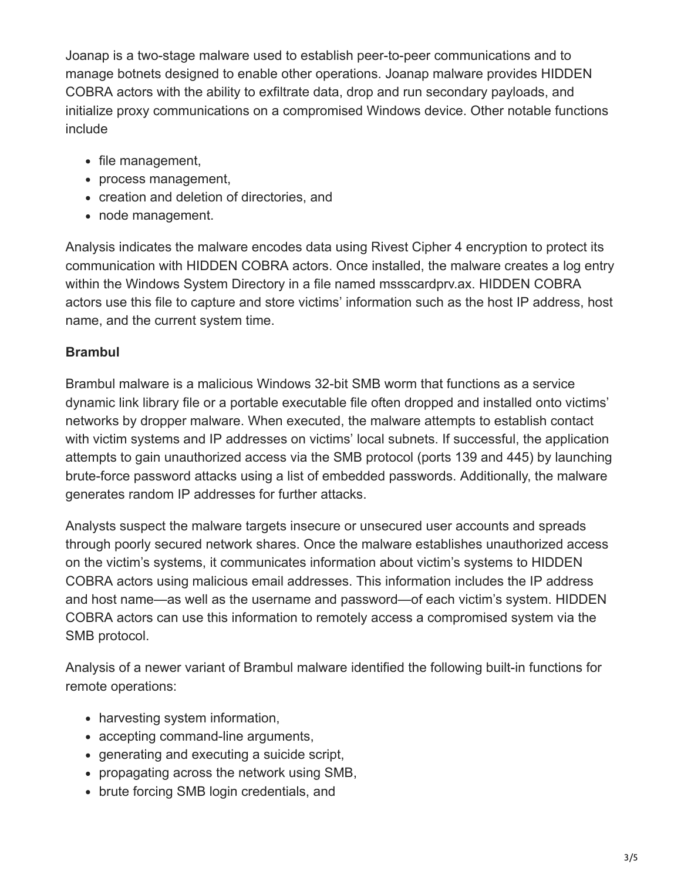Joanap is a two-stage malware used to establish peer-to-peer communications and to manage botnets designed to enable other operations. Joanap malware provides HIDDEN COBRA actors with the ability to exfiltrate data, drop and run secondary payloads, and initialize proxy communications on a compromised Windows device. Other notable functions include

- file management,
- process management,
- creation and deletion of directories, and
- node management.

Analysis indicates the malware encodes data using Rivest Cipher 4 encryption to protect its communication with HIDDEN COBRA actors. Once installed, the malware creates a log entry within the Windows System Directory in a file named mssscardprv.ax. HIDDEN COBRA actors use this file to capture and store victims' information such as the host IP address, host name, and the current system time.

**Brambul**

Brambul malware is a malicious Windows 32-bit SMB worm that functions as a service dynamic link library file or a portable executable file often dropped and installed onto victims' networks by dropper malware. When executed, the malware attempts to establish contact with victim systems and IP addresses on victims' local subnets. If successful, the application attempts to gain unauthorized access via the SMB protocol (ports 139 and 445) by launching brute-force password attacks using a list of embedded passwords. Additionally, the malware generates random IP addresses for further attacks.

Analysts suspect the malware targets insecure or unsecured user accounts and spreads through poorly secured network shares. Once the malware establishes unauthorized access on the victim's systems, it communicates information about victim's systems to HIDDEN COBRA actors using malicious email addresses. This information includes the IP address and host name—as well as the username and password—of each victim's system. HIDDEN COBRA actors can use this information to remotely access a compromised system via the SMB protocol.

Analysis of a newer variant of Brambul malware identified the following built-in functions for remote operations:

- harvesting system information,
- accepting command-line arguments,
- generating and executing a suicide script,
- propagating across the network using SMB,
- brute forcing SMB login credentials, and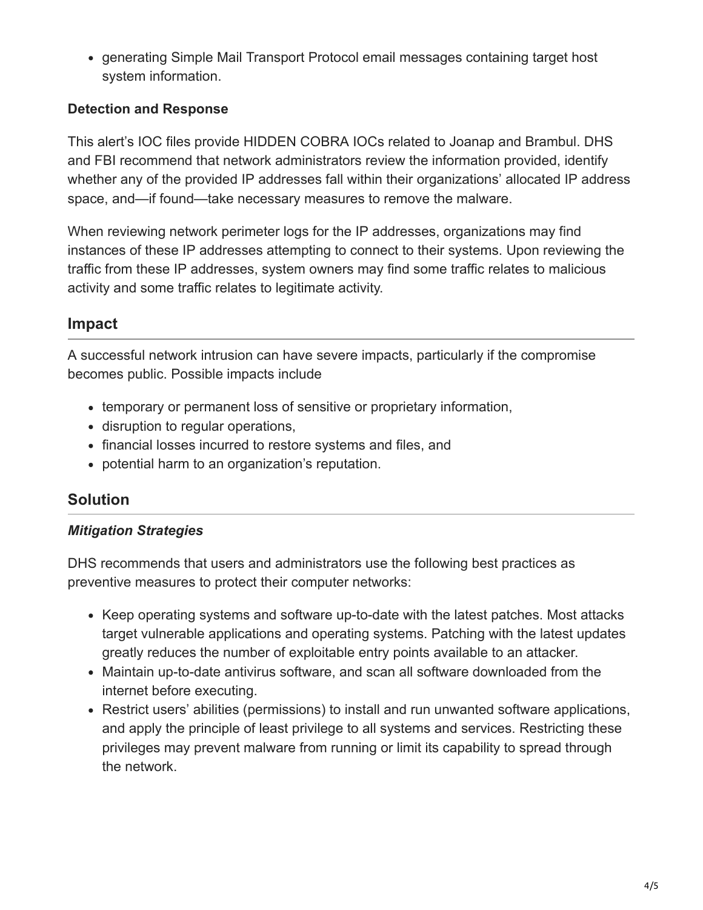- generating Simple Mail Transport Protocol email messages containing target host system information.

**Detection and Response**

This alert's IOC files provide HIDDEN COBRA IOCs related to Joanap and Brambul. DHS and FBI recommend that network administrators review the information provided, identify whether any of the provided IP addresses fall within their organizations' allocated IP address space, and—if found—take necessary measures to remove the malware.

When reviewing network perimeter logs for the IP addresses, organizations may find instances of these IP addresses attempting to connect to their systems. Upon reviewing the traffic from these IP addresses, system owners may find some traffic relates to malicious activity and some traffic relates to legitimate activity.

## Impact

A successful network intrusion can have severe impacts, particularly if the compromise becomes public. Possible impacts include

- temporary or permanent loss of sensitive or proprietary information,
- disruption to regular operations,
- financial losses incurred to restore systems and files, and
- potential harm to an organization's reputation.

## Solution

***Mitigation Strategies***

DHS recommends that users and administrators use the following best practices as preventive measures to protect their computer networks:

- Keep operating systems and software up-to-date with the latest patches. Most attacks target vulnerable applications and operating systems. Patching with the latest updates greatly reduces the number of exploitable entry points available to an attacker.
- Maintain up-to-date antivirus software, and scan all software downloaded from the internet before executing.
- Restrict users' abilities (permissions) to install and run unwanted software applications, and apply the principle of least privilege to all systems and services. Restricting these privileges may prevent malware from running or limit its capability to spread through the network.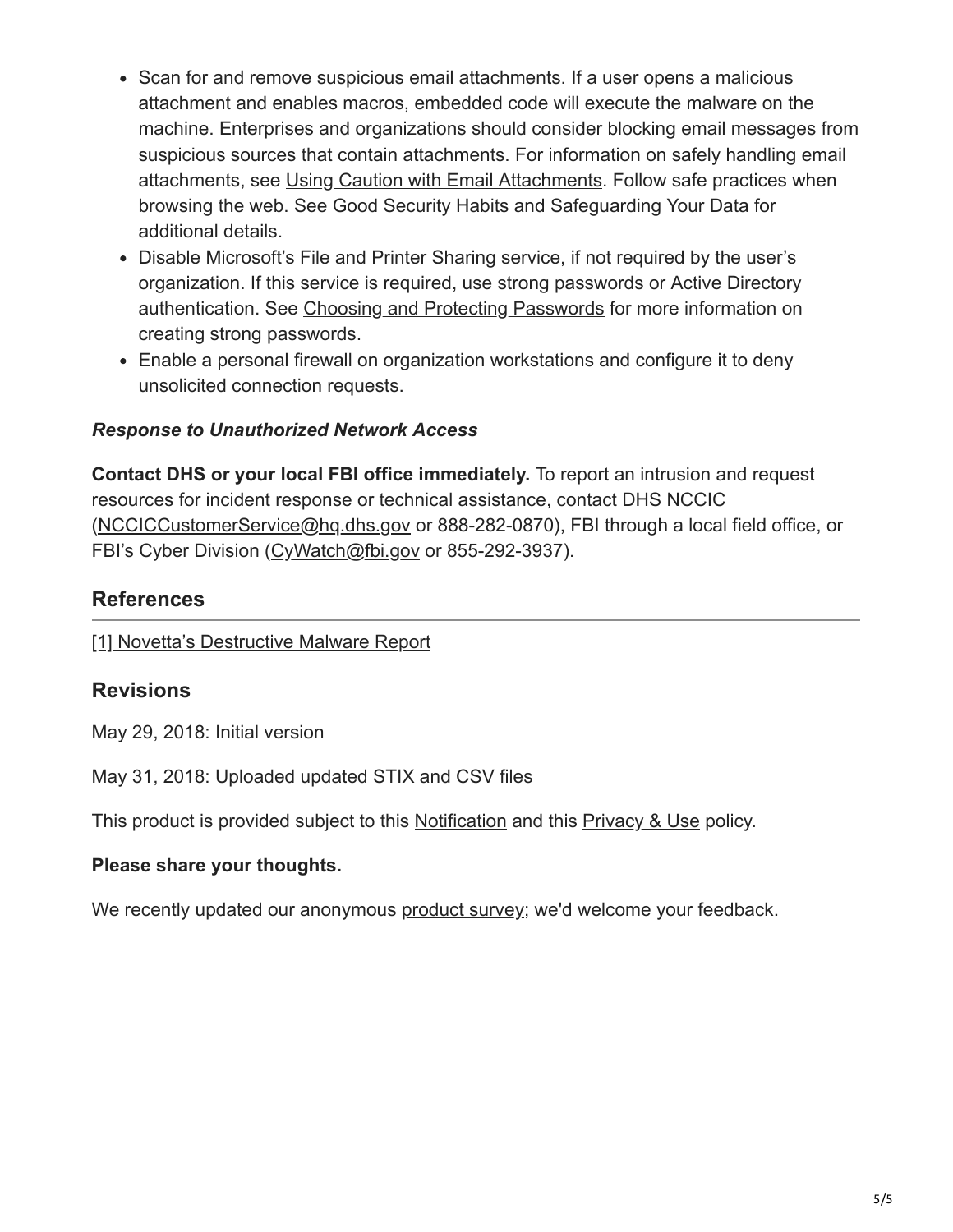- Scan for and remove suspicious email attachments. If a user opens a malicious attachment and enables macros, embedded code will execute the malware on the machine. Enterprises and organizations should consider blocking email messages from suspicious sources that contain attachments. For information on safely handling email attachments, see Using Caution with Email Attachments. Follow safe practices when browsing the web. See Good Security Habits and Safeguarding Your Data for additional details.
- Disable Microsoft's File and Printer Sharing service, if not required by the user's organization. If this service is required, use strong passwords or Active Directory authentication. See Choosing and Protecting Passwords for more information on creating strong passwords.
- Enable a personal firewall on organization workstations and configure it to deny unsolicited connection requests.

***Response to Unauthorized Network Access***

**Contact DHS or your local FBI office immediately.** To report an intrusion and request resources for incident response or technical assistance, contact DHS NCCIC (NCCICCustomerService@hq.dhs.gov or 888-282-0870), FBI through a local field office, or FBI's Cyber Division (CyWatch@fbi.gov or 855-292-3937).

## References

[1] Novetta's Destructive Malware Report

## Revisions

May 29, 2018: Initial version

May 31, 2018: Uploaded updated STIX and CSV files

This product is provided subject to this Notification and this Privacy & Use policy.

**Please share your thoughts.**

We recently updated our anonymous product survey; we'd welcome your feedback.